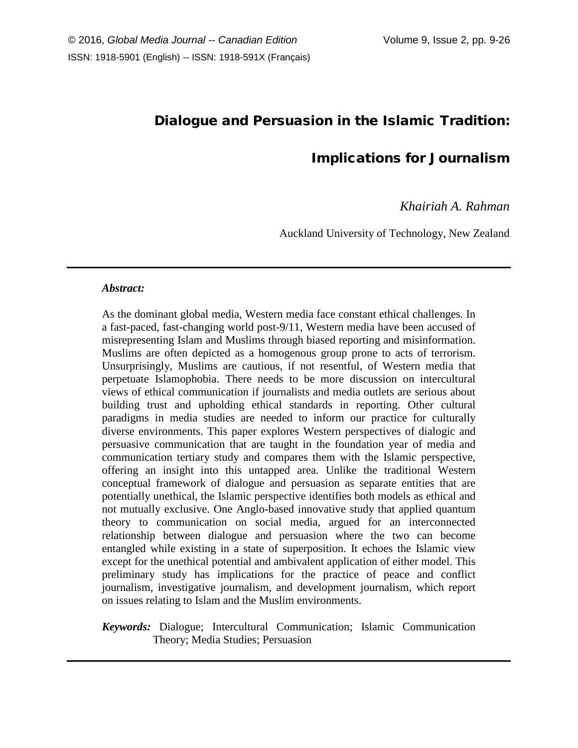# Dialogue and Persuasion in the Islamic Tradition:

# Implications for Journalism

*Khairiah A. Rahman*

Auckland University of Technology, New Zealand

---

***Abstract:***

As the dominant global media, Western media face constant ethical challenges. In a fast-paced, fast-changing world post-9/11, Western media have been accused of misrepresenting Islam and Muslims through biased reporting and misinformation. Muslims are often depicted as a homogenous group prone to acts of terrorism. Unsurprisingly, Muslims are cautious, if not resentful, of Western media that perpetuate Islamophobia. There needs to be more discussion on intercultural views of ethical communication if journalists and media outlets are serious about building trust and upholding ethical standards in reporting. Other cultural paradigms in media studies are needed to inform our practice for culturally diverse environments. This paper explores Western perspectives of dialogic and persuasive communication that are taught in the foundation year of media and communication tertiary study and compares them with the Islamic perspective, offering an insight into this untapped area. Unlike the traditional Western conceptual framework of dialogue and persuasion as separate entities that are potentially unethical, the Islamic perspective identifies both models as ethical and not mutually exclusive. One Anglo-based innovative study that applied quantum theory to communication on social media, argued for an interconnected relationship between dialogue and persuasion where the two can become entangled while existing in a state of superposition. It echoes the Islamic view except for the unethical potential and ambivalent application of either model. This preliminary study has implications for the practice of peace and conflict journalism, investigative journalism, and development journalism, which report on issues relating to Islam and the Muslim environments.

***Keywords:*** Dialogue; Intercultural Communication; Islamic Communication Theory; Media Studies; Persuasion

---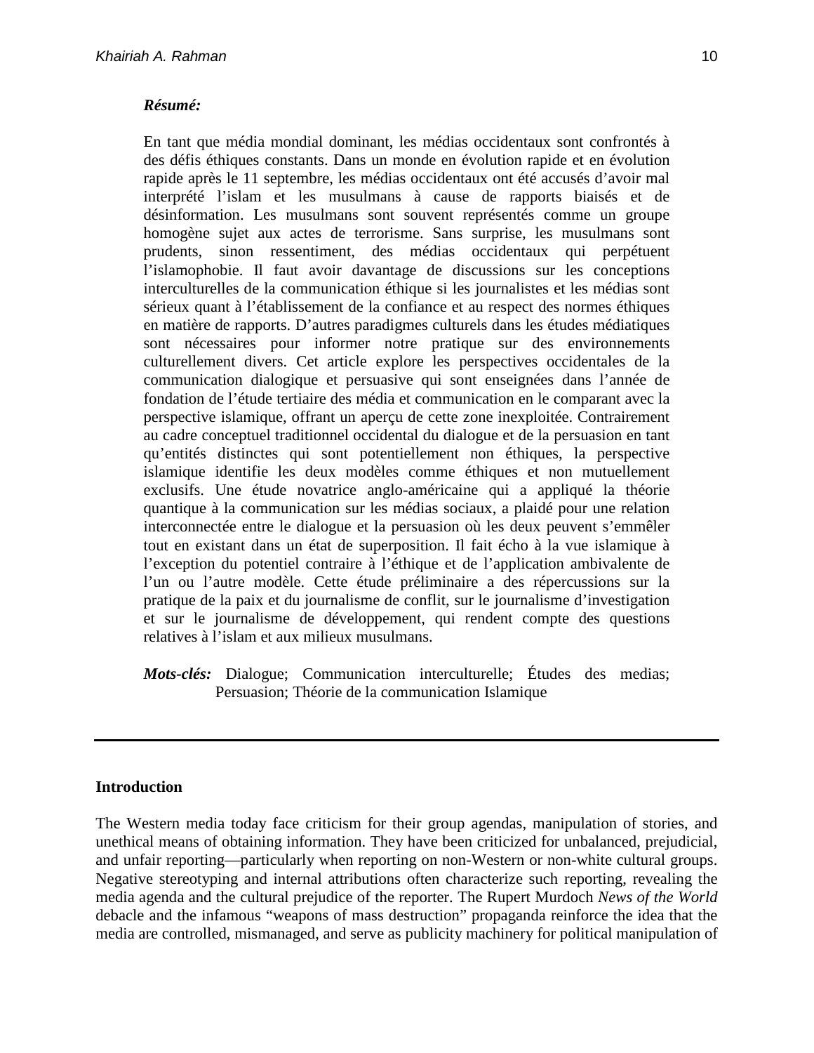***Résumé:***

En tant que média mondial dominant, les médias occidentaux sont confrontés à des défis éthiques constants. Dans un monde en évolution rapide et en évolution rapide après le 11 septembre, les médias occidentaux ont été accusés d'avoir mal interprété l'islam et les musulmans à cause de rapports biaisés et de désinformation. Les musulmans sont souvent représentés comme un groupe homogène sujet aux actes de terrorisme. Sans surprise, les musulmans sont prudents, sinon ressentiment, des médias occidentaux qui perpétuent l'islamophobie. Il faut avoir davantage de discussions sur les conceptions interculturelles de la communication éthique si les journalistes et les médias sont sérieux quant à l'établissement de la confiance et au respect des normes éthiques en matière de rapports. D'autres paradigmes culturels dans les études médiatiques sont nécessaires pour informer notre pratique sur des environnements culturellement divers. Cet article explore les perspectives occidentales de la communication dialogique et persuasive qui sont enseignées dans l'année de fondation de l'étude tertiaire des média et communication en le comparant avec la perspective islamique, offrant un aperçu de cette zone inexploitée. Contrairement au cadre conceptuel traditionnel occidental du dialogue et de la persuasion en tant qu'entités distinctes qui sont potentiellement non éthiques, la perspective islamique identifie les deux modèles comme éthiques et non mutuellement exclusifs. Une étude novatrice anglo-américaine qui a appliqué la théorie quantique à la communication sur les médias sociaux, a plaidé pour une relation interconnectée entre le dialogue et la persuasion où les deux peuvent s'emmêler tout en existant dans un état de superposition. Il fait écho à la vue islamique à l'exception du potentiel contraire à l'éthique et de l'application ambivalente de l'un ou l'autre modèle. Cette étude préliminaire a des répercussions sur la pratique de la paix et du journalisme de conflit, sur le journalisme d'investigation et sur le journalisme de développement, qui rendent compte des questions relatives à l'islam et aux milieux musulmans.

***Mots-clés:*** Dialogue; Communication interculturelle; Études des medias; Persuasion; Théorie de la communication Islamique

---

## Introduction

The Western media today face criticism for their group agendas, manipulation of stories, and unethical means of obtaining information. They have been criticized for unbalanced, prejudicial, and unfair reporting—particularly when reporting on non-Western or non-white cultural groups. Negative stereotyping and internal attributions often characterize such reporting, revealing the media agenda and the cultural prejudice of the reporter. The Rupert Murdoch *News of the World* debacle and the infamous "weapons of mass destruction" propaganda reinforce the idea that the media are controlled, mismanaged, and serve as publicity machinery for political manipulation of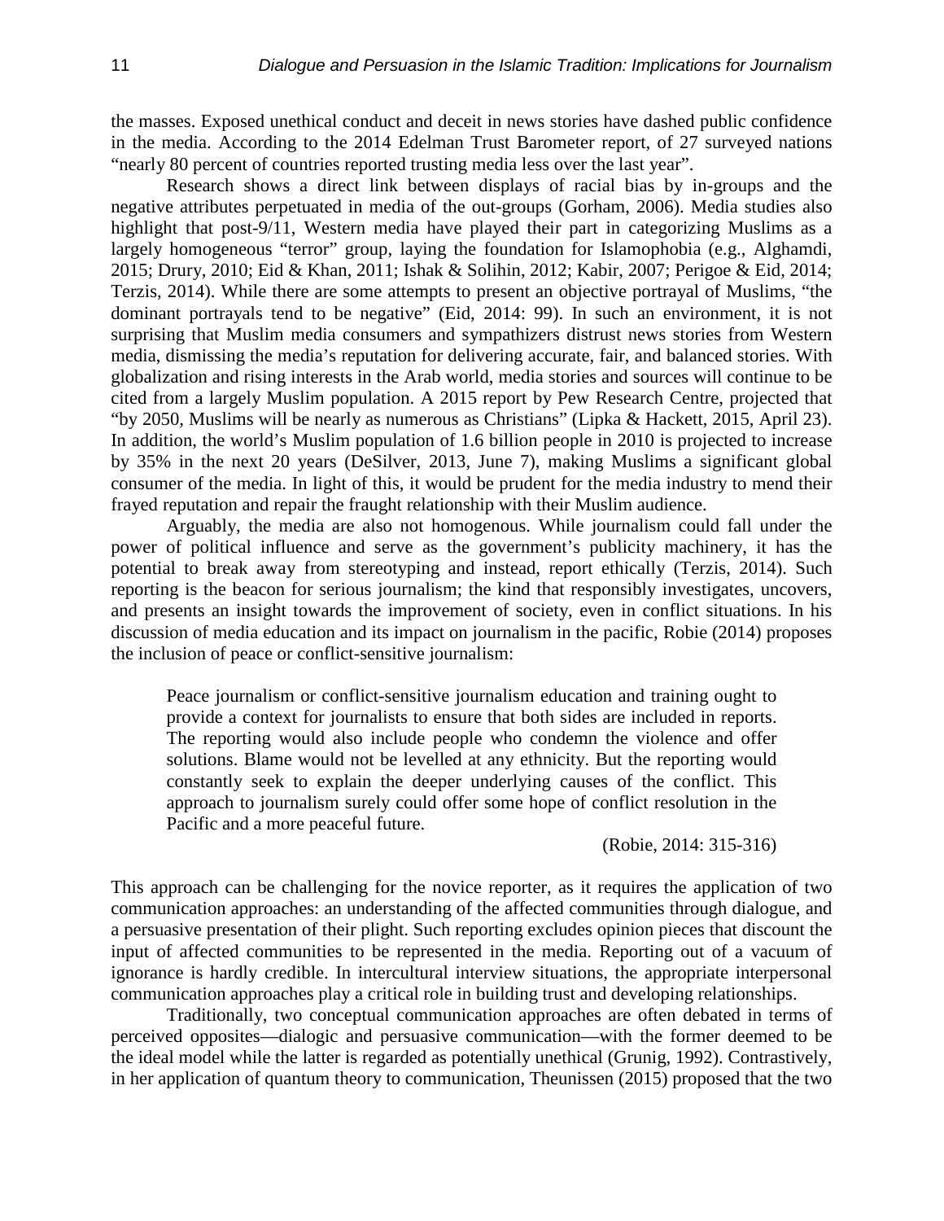the masses. Exposed unethical conduct and deceit in news stories have dashed public confidence in the media. According to the 2014 Edelman Trust Barometer report, of 27 surveyed nations "nearly 80 percent of countries reported trusting media less over the last year".

Research shows a direct link between displays of racial bias by in-groups and the negative attributes perpetuated in media of the out-groups (Gorham, 2006). Media studies also highlight that post-9/11, Western media have played their part in categorizing Muslims as a largely homogeneous "terror" group, laying the foundation for Islamophobia (e.g., Alghamdi, 2015; Drury, 2010; Eid & Khan, 2011; Ishak & Solihin, 2012; Kabir, 2007; Perigoe & Eid, 2014; Terzis, 2014). While there are some attempts to present an objective portrayal of Muslims, "the dominant portrayals tend to be negative" (Eid, 2014: 99). In such an environment, it is not surprising that Muslim media consumers and sympathizers distrust news stories from Western media, dismissing the media's reputation for delivering accurate, fair, and balanced stories. With globalization and rising interests in the Arab world, media stories and sources will continue to be cited from a largely Muslim population. A 2015 report by Pew Research Centre, projected that "by 2050, Muslims will be nearly as numerous as Christians" (Lipka & Hackett, 2015, April 23). In addition, the world's Muslim population of 1.6 billion people in 2010 is projected to increase by 35% in the next 20 years (DeSilver, 2013, June 7), making Muslims a significant global consumer of the media. In light of this, it would be prudent for the media industry to mend their frayed reputation and repair the fraught relationship with their Muslim audience.

Arguably, the media are also not homogenous. While journalism could fall under the power of political influence and serve as the government's publicity machinery, it has the potential to break away from stereotyping and instead, report ethically (Terzis, 2014). Such reporting is the beacon for serious journalism; the kind that responsibly investigates, uncovers, and presents an insight towards the improvement of society, even in conflict situations. In his discussion of media education and its impact on journalism in the pacific, Robie (2014) proposes the inclusion of peace or conflict-sensitive journalism:

> Peace journalism or conflict-sensitive journalism education and training ought to provide a context for journalists to ensure that both sides are included in reports. The reporting would also include people who condemn the violence and offer solutions. Blame would not be levelled at any ethnicity. But the reporting would constantly seek to explain the deeper underlying causes of the conflict. This approach to journalism surely could offer some hope of conflict resolution in the Pacific and a more peaceful future.
>
> (Robie, 2014: 315-316)

This approach can be challenging for the novice reporter, as it requires the application of two communication approaches: an understanding of the affected communities through dialogue, and a persuasive presentation of their plight. Such reporting excludes opinion pieces that discount the input of affected communities to be represented in the media. Reporting out of a vacuum of ignorance is hardly credible. In intercultural interview situations, the appropriate interpersonal communication approaches play a critical role in building trust and developing relationships.

Traditionally, two conceptual communication approaches are often debated in terms of perceived opposites—dialogic and persuasive communication—with the former deemed to be the ideal model while the latter is regarded as potentially unethical (Grunig, 1992). Contrastively, in her application of quantum theory to communication, Theunissen (2015) proposed that the two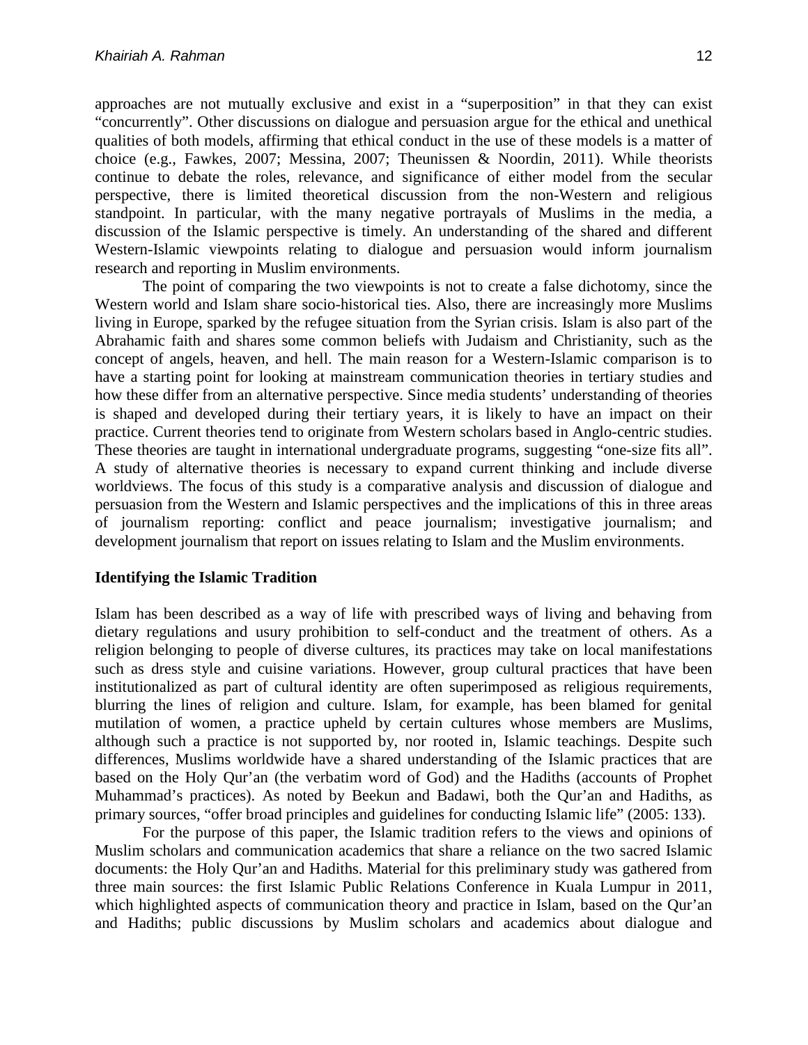approaches are not mutually exclusive and exist in a "superposition" in that they can exist "concurrently". Other discussions on dialogue and persuasion argue for the ethical and unethical qualities of both models, affirming that ethical conduct in the use of these models is a matter of choice (e.g., Fawkes, 2007; Messina, 2007; Theunissen & Noordin, 2011). While theorists continue to debate the roles, relevance, and significance of either model from the secular perspective, there is limited theoretical discussion from the non-Western and religious standpoint. In particular, with the many negative portrayals of Muslims in the media, a discussion of the Islamic perspective is timely. An understanding of the shared and different Western-Islamic viewpoints relating to dialogue and persuasion would inform journalism research and reporting in Muslim environments.

The point of comparing the two viewpoints is not to create a false dichotomy, since the Western world and Islam share socio-historical ties. Also, there are increasingly more Muslims living in Europe, sparked by the refugee situation from the Syrian crisis. Islam is also part of the Abrahamic faith and shares some common beliefs with Judaism and Christianity, such as the concept of angels, heaven, and hell. The main reason for a Western-Islamic comparison is to have a starting point for looking at mainstream communication theories in tertiary studies and how these differ from an alternative perspective. Since media students' understanding of theories is shaped and developed during their tertiary years, it is likely to have an impact on their practice. Current theories tend to originate from Western scholars based in Anglo-centric studies. These theories are taught in international undergraduate programs, suggesting "one-size fits all". A study of alternative theories is necessary to expand current thinking and include diverse worldviews. The focus of this study is a comparative analysis and discussion of dialogue and persuasion from the Western and Islamic perspectives and the implications of this in three areas of journalism reporting: conflict and peace journalism; investigative journalism; and development journalism that report on issues relating to Islam and the Muslim environments.

## Identifying the Islamic Tradition

Islam has been described as a way of life with prescribed ways of living and behaving from dietary regulations and usury prohibition to self-conduct and the treatment of others. As a religion belonging to people of diverse cultures, its practices may take on local manifestations such as dress style and cuisine variations. However, group cultural practices that have been institutionalized as part of cultural identity are often superimposed as religious requirements, blurring the lines of religion and culture. Islam, for example, has been blamed for genital mutilation of women, a practice upheld by certain cultures whose members are Muslims, although such a practice is not supported by, nor rooted in, Islamic teachings. Despite such differences, Muslims worldwide have a shared understanding of the Islamic practices that are based on the Holy Qur'an (the verbatim word of God) and the Hadiths (accounts of Prophet Muhammad's practices). As noted by Beekun and Badawi, both the Qur'an and Hadiths, as primary sources, "offer broad principles and guidelines for conducting Islamic life" (2005: 133).

For the purpose of this paper, the Islamic tradition refers to the views and opinions of Muslim scholars and communication academics that share a reliance on the two sacred Islamic documents: the Holy Qur'an and Hadiths. Material for this preliminary study was gathered from three main sources: the first Islamic Public Relations Conference in Kuala Lumpur in 2011, which highlighted aspects of communication theory and practice in Islam, based on the Qur'an and Hadiths; public discussions by Muslim scholars and academics about dialogue and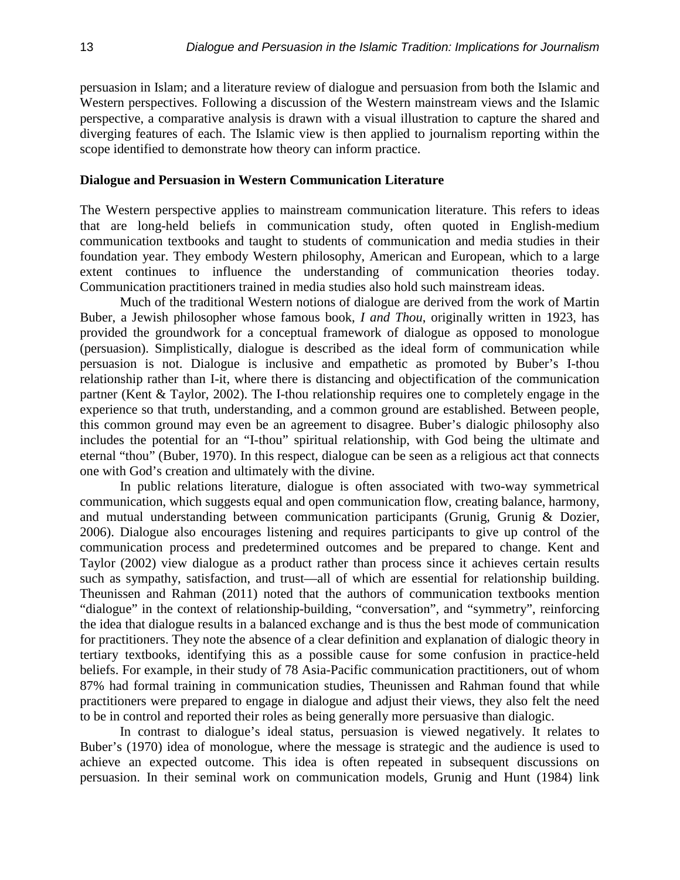persuasion in Islam; and a literature review of dialogue and persuasion from both the Islamic and Western perspectives. Following a discussion of the Western mainstream views and the Islamic perspective, a comparative analysis is drawn with a visual illustration to capture the shared and diverging features of each. The Islamic view is then applied to journalism reporting within the scope identified to demonstrate how theory can inform practice.

**Dialogue and Persuasion in Western Communication Literature**

The Western perspective applies to mainstream communication literature. This refers to ideas that are long-held beliefs in communication study, often quoted in English-medium communication textbooks and taught to students of communication and media studies in their foundation year. They embody Western philosophy, American and European, which to a large extent continues to influence the understanding of communication theories today. Communication practitioners trained in media studies also hold such mainstream ideas.

Much of the traditional Western notions of dialogue are derived from the work of Martin Buber, a Jewish philosopher whose famous book, *I and Thou*, originally written in 1923, has provided the groundwork for a conceptual framework of dialogue as opposed to monologue (persuasion). Simplistically, dialogue is described as the ideal form of communication while persuasion is not. Dialogue is inclusive and empathetic as promoted by Buber's I-thou relationship rather than I-it, where there is distancing and objectification of the communication partner (Kent & Taylor, 2002). The I-thou relationship requires one to completely engage in the experience so that truth, understanding, and a common ground are established. Between people, this common ground may even be an agreement to disagree. Buber's dialogic philosophy also includes the potential for an "I-thou" spiritual relationship, with God being the ultimate and eternal "thou" (Buber, 1970). In this respect, dialogue can be seen as a religious act that connects one with God's creation and ultimately with the divine.

In public relations literature, dialogue is often associated with two-way symmetrical communication, which suggests equal and open communication flow, creating balance, harmony, and mutual understanding between communication participants (Grunig, Grunig & Dozier, 2006). Dialogue also encourages listening and requires participants to give up control of the communication process and predetermined outcomes and be prepared to change. Kent and Taylor (2002) view dialogue as a product rather than process since it achieves certain results such as sympathy, satisfaction, and trust—all of which are essential for relationship building. Theunissen and Rahman (2011) noted that the authors of communication textbooks mention "dialogue" in the context of relationship-building, "conversation", and "symmetry", reinforcing the idea that dialogue results in a balanced exchange and is thus the best mode of communication for practitioners. They note the absence of a clear definition and explanation of dialogic theory in tertiary textbooks, identifying this as a possible cause for some confusion in practice-held beliefs. For example, in their study of 78 Asia-Pacific communication practitioners, out of whom 87% had formal training in communication studies, Theunissen and Rahman found that while practitioners were prepared to engage in dialogue and adjust their views, they also felt the need to be in control and reported their roles as being generally more persuasive than dialogic.

In contrast to dialogue's ideal status, persuasion is viewed negatively. It relates to Buber's (1970) idea of monologue, where the message is strategic and the audience is used to achieve an expected outcome. This idea is often repeated in subsequent discussions on persuasion. In their seminal work on communication models, Grunig and Hunt (1984) link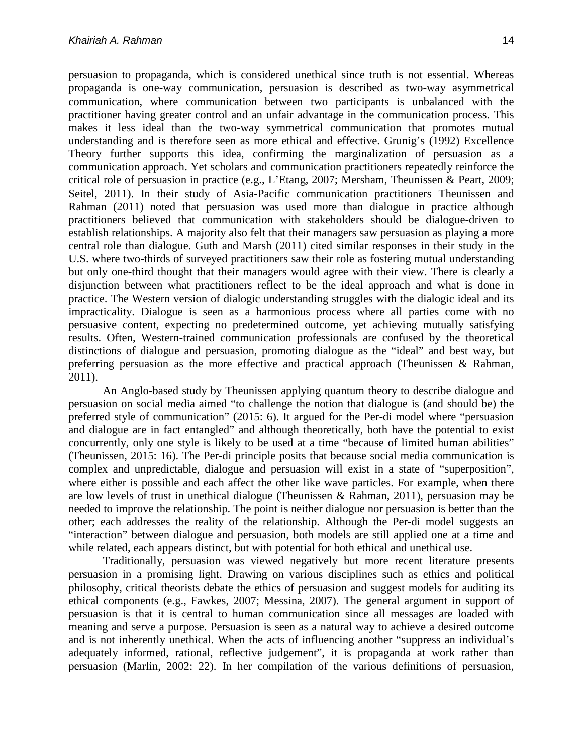persuasion to propaganda, which is considered unethical since truth is not essential. Whereas propaganda is one-way communication, persuasion is described as two-way asymmetrical communication, where communication between two participants is unbalanced with the practitioner having greater control and an unfair advantage in the communication process. This makes it less ideal than the two-way symmetrical communication that promotes mutual understanding and is therefore seen as more ethical and effective. Grunig's (1992) Excellence Theory further supports this idea, confirming the marginalization of persuasion as a communication approach. Yet scholars and communication practitioners repeatedly reinforce the critical role of persuasion in practice (e.g., L'Etang, 2007; Mersham, Theunissen & Peart, 2009; Seitel, 2011). In their study of Asia-Pacific communication practitioners Theunissen and Rahman (2011) noted that persuasion was used more than dialogue in practice although practitioners believed that communication with stakeholders should be dialogue-driven to establish relationships. A majority also felt that their managers saw persuasion as playing a more central role than dialogue. Guth and Marsh (2011) cited similar responses in their study in the U.S. where two-thirds of surveyed practitioners saw their role as fostering mutual understanding but only one-third thought that their managers would agree with their view. There is clearly a disjunction between what practitioners reflect to be the ideal approach and what is done in practice. The Western version of dialogic understanding struggles with the dialogic ideal and its impracticality. Dialogue is seen as a harmonious process where all parties come with no persuasive content, expecting no predetermined outcome, yet achieving mutually satisfying results. Often, Western-trained communication professionals are confused by the theoretical distinctions of dialogue and persuasion, promoting dialogue as the "ideal" and best way, but preferring persuasion as the more effective and practical approach (Theunissen & Rahman, 2011).

An Anglo-based study by Theunissen applying quantum theory to describe dialogue and persuasion on social media aimed "to challenge the notion that dialogue is (and should be) the preferred style of communication" (2015: 6). It argued for the Per-di model where "persuasion and dialogue are in fact entangled" and although theoretically, both have the potential to exist concurrently, only one style is likely to be used at a time "because of limited human abilities" (Theunissen, 2015: 16). The Per-di principle posits that because social media communication is complex and unpredictable, dialogue and persuasion will exist in a state of "superposition", where either is possible and each affect the other like wave particles. For example, when there are low levels of trust in unethical dialogue (Theunissen & Rahman, 2011), persuasion may be needed to improve the relationship. The point is neither dialogue nor persuasion is better than the other; each addresses the reality of the relationship. Although the Per-di model suggests an "interaction" between dialogue and persuasion, both models are still applied one at a time and while related, each appears distinct, but with potential for both ethical and unethical use.

Traditionally, persuasion was viewed negatively but more recent literature presents persuasion in a promising light. Drawing on various disciplines such as ethics and political philosophy, critical theorists debate the ethics of persuasion and suggest models for auditing its ethical components (e.g., Fawkes, 2007; Messina, 2007). The general argument in support of persuasion is that it is central to human communication since all messages are loaded with meaning and serve a purpose. Persuasion is seen as a natural way to achieve a desired outcome and is not inherently unethical. When the acts of influencing another "suppress an individual's adequately informed, rational, reflective judgement", it is propaganda at work rather than persuasion (Marlin, 2002: 22). In her compilation of the various definitions of persuasion,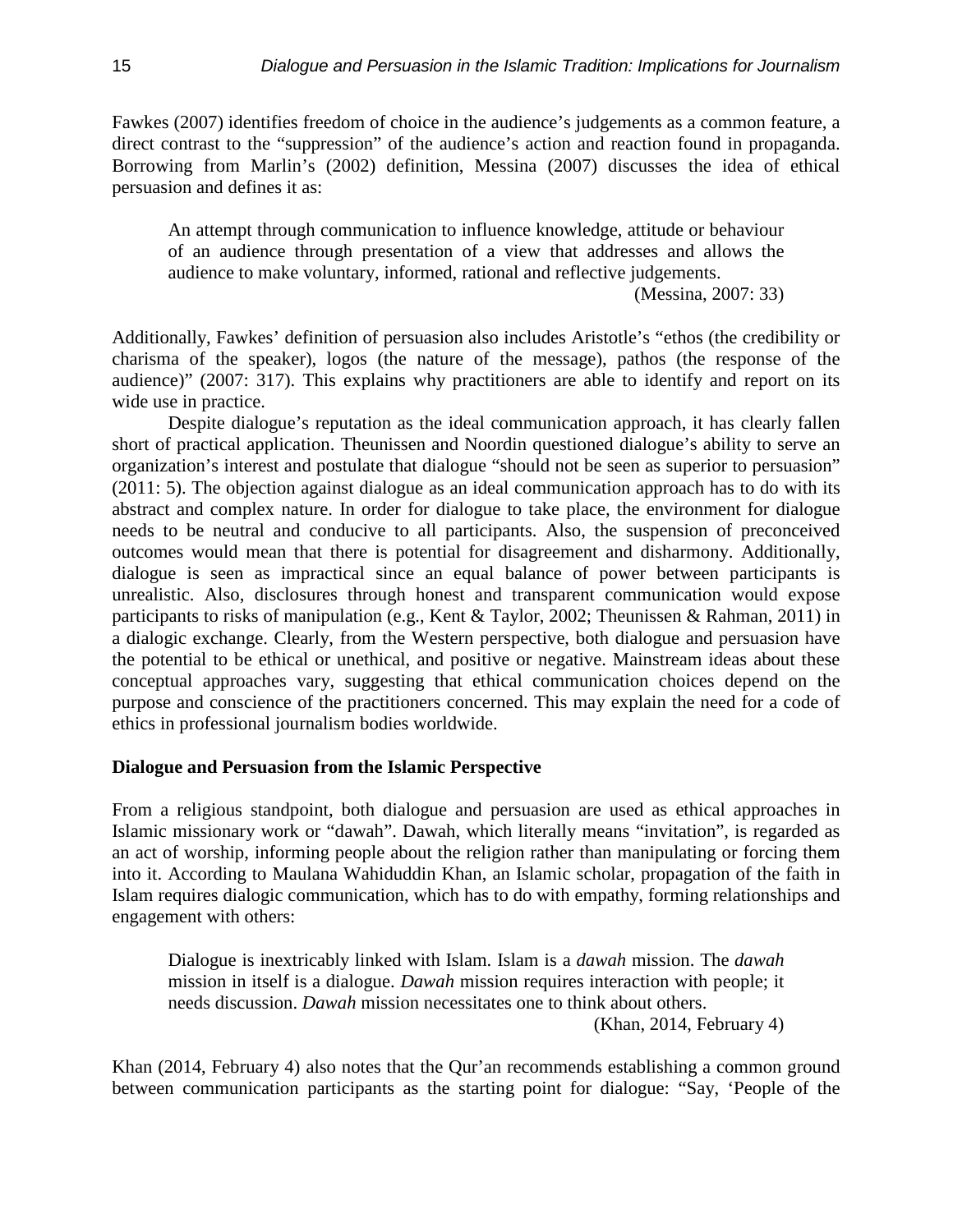Fawkes (2007) identifies freedom of choice in the audience's judgements as a common feature, a direct contrast to the "suppression" of the audience's action and reaction found in propaganda. Borrowing from Marlin's (2002) definition, Messina (2007) discusses the idea of ethical persuasion and defines it as:

> An attempt through communication to influence knowledge, attitude or behaviour of an audience through presentation of a view that addresses and allows the audience to make voluntary, informed, rational and reflective judgements.
>
> (Messina, 2007: 33)

Additionally, Fawkes' definition of persuasion also includes Aristotle's "ethos (the credibility or charisma of the speaker), logos (the nature of the message), pathos (the response of the audience)" (2007: 317). This explains why practitioners are able to identify and report on its wide use in practice.

Despite dialogue's reputation as the ideal communication approach, it has clearly fallen short of practical application. Theunissen and Noordin questioned dialogue's ability to serve an organization's interest and postulate that dialogue "should not be seen as superior to persuasion" (2011: 5). The objection against dialogue as an ideal communication approach has to do with its abstract and complex nature. In order for dialogue to take place, the environment for dialogue needs to be neutral and conducive to all participants. Also, the suspension of preconceived outcomes would mean that there is potential for disagreement and disharmony. Additionally, dialogue is seen as impractical since an equal balance of power between participants is unrealistic. Also, disclosures through honest and transparent communication would expose participants to risks of manipulation (e.g., Kent & Taylor, 2002; Theunissen & Rahman, 2011) in a dialogic exchange. Clearly, from the Western perspective, both dialogue and persuasion have the potential to be ethical or unethical, and positive or negative. Mainstream ideas about these conceptual approaches vary, suggesting that ethical communication choices depend on the purpose and conscience of the practitioners concerned. This may explain the need for a code of ethics in professional journalism bodies worldwide.

**Dialogue and Persuasion from the Islamic Perspective**

From a religious standpoint, both dialogue and persuasion are used as ethical approaches in Islamic missionary work or "dawah". Dawah, which literally means "invitation", is regarded as an act of worship, informing people about the religion rather than manipulating or forcing them into it. According to Maulana Wahiduddin Khan, an Islamic scholar, propagation of the faith in Islam requires dialogic communication, which has to do with empathy, forming relationships and engagement with others:

> Dialogue is inextricably linked with Islam. Islam is a *dawah* mission. The *dawah* mission in itself is a dialogue. *Dawah* mission requires interaction with people; it needs discussion. *Dawah* mission necessitates one to think about others.
>
> (Khan, 2014, February 4)

Khan (2014, February 4) also notes that the Qur'an recommends establishing a common ground between communication participants as the starting point for dialogue: "Say, 'People of the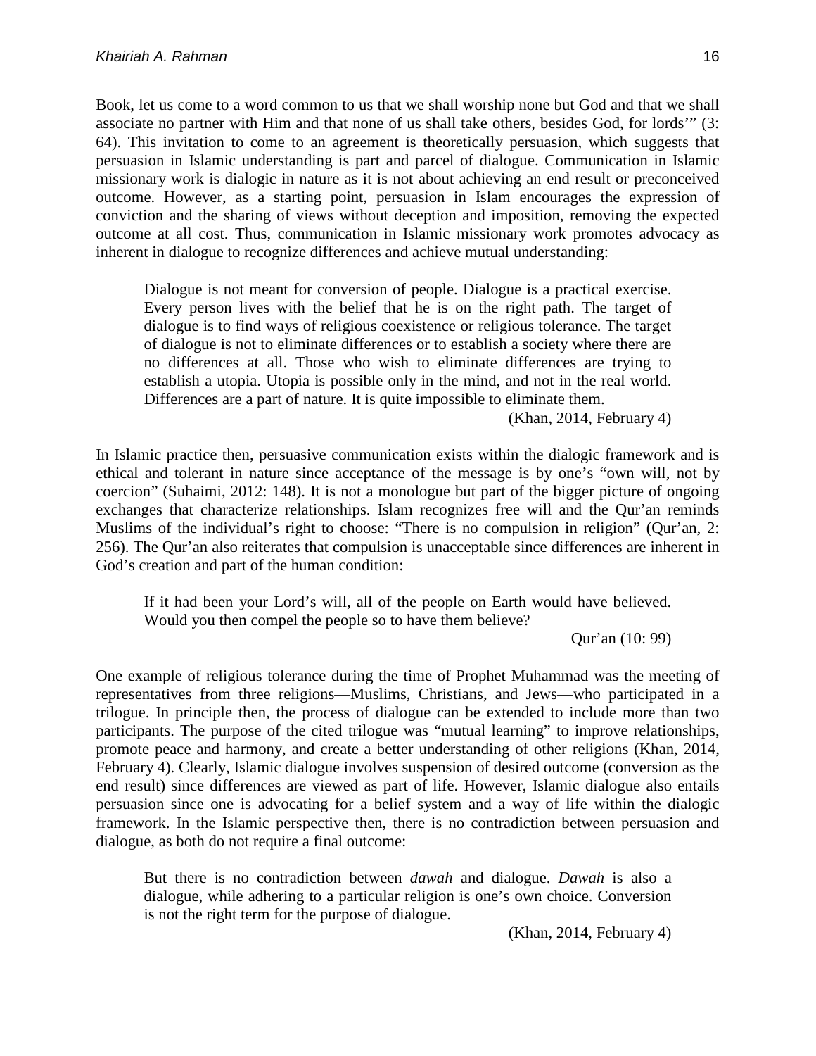Book, let us come to a word common to us that we shall worship none but God and that we shall associate no partner with Him and that none of us shall take others, besides God, for lords'" (3: 64). This invitation to come to an agreement is theoretically persuasion, which suggests that persuasion in Islamic understanding is part and parcel of dialogue. Communication in Islamic missionary work is dialogic in nature as it is not about achieving an end result or preconceived outcome. However, as a starting point, persuasion in Islam encourages the expression of conviction and the sharing of views without deception and imposition, removing the expected outcome at all cost. Thus, communication in Islamic missionary work promotes advocacy as inherent in dialogue to recognize differences and achieve mutual understanding:

> Dialogue is not meant for conversion of people. Dialogue is a practical exercise. Every person lives with the belief that he is on the right path. The target of dialogue is to find ways of religious coexistence or religious tolerance. The target of dialogue is not to eliminate differences or to establish a society where there are no differences at all. Those who wish to eliminate differences are trying to establish a utopia. Utopia is possible only in the mind, and not in the real world. Differences are a part of nature. It is quite impossible to eliminate them.
>
> (Khan, 2014, February 4)

In Islamic practice then, persuasive communication exists within the dialogic framework and is ethical and tolerant in nature since acceptance of the message is by one's "own will, not by coercion" (Suhaimi, 2012: 148). It is not a monologue but part of the bigger picture of ongoing exchanges that characterize relationships. Islam recognizes free will and the Qur'an reminds Muslims of the individual's right to choose: "There is no compulsion in religion" (Qur'an, 2: 256). The Qur'an also reiterates that compulsion is unacceptable since differences are inherent in God's creation and part of the human condition:

> If it had been your Lord's will, all of the people on Earth would have believed. Would you then compel the people so to have them believe?
>
> Qur'an (10: 99)

One example of religious tolerance during the time of Prophet Muhammad was the meeting of representatives from three religions—Muslims, Christians, and Jews—who participated in a trilogue. In principle then, the process of dialogue can be extended to include more than two participants. The purpose of the cited trilogue was "mutual learning" to improve relationships, promote peace and harmony, and create a better understanding of other religions (Khan, 2014, February 4). Clearly, Islamic dialogue involves suspension of desired outcome (conversion as the end result) since differences are viewed as part of life. However, Islamic dialogue also entails persuasion since one is advocating for a belief system and a way of life within the dialogic framework. In the Islamic perspective then, there is no contradiction between persuasion and dialogue, as both do not require a final outcome:

> But there is no contradiction between *dawah* and dialogue. *Dawah* is also a dialogue, while adhering to a particular religion is one's own choice. Conversion is not the right term for the purpose of dialogue.
>
> (Khan, 2014, February 4)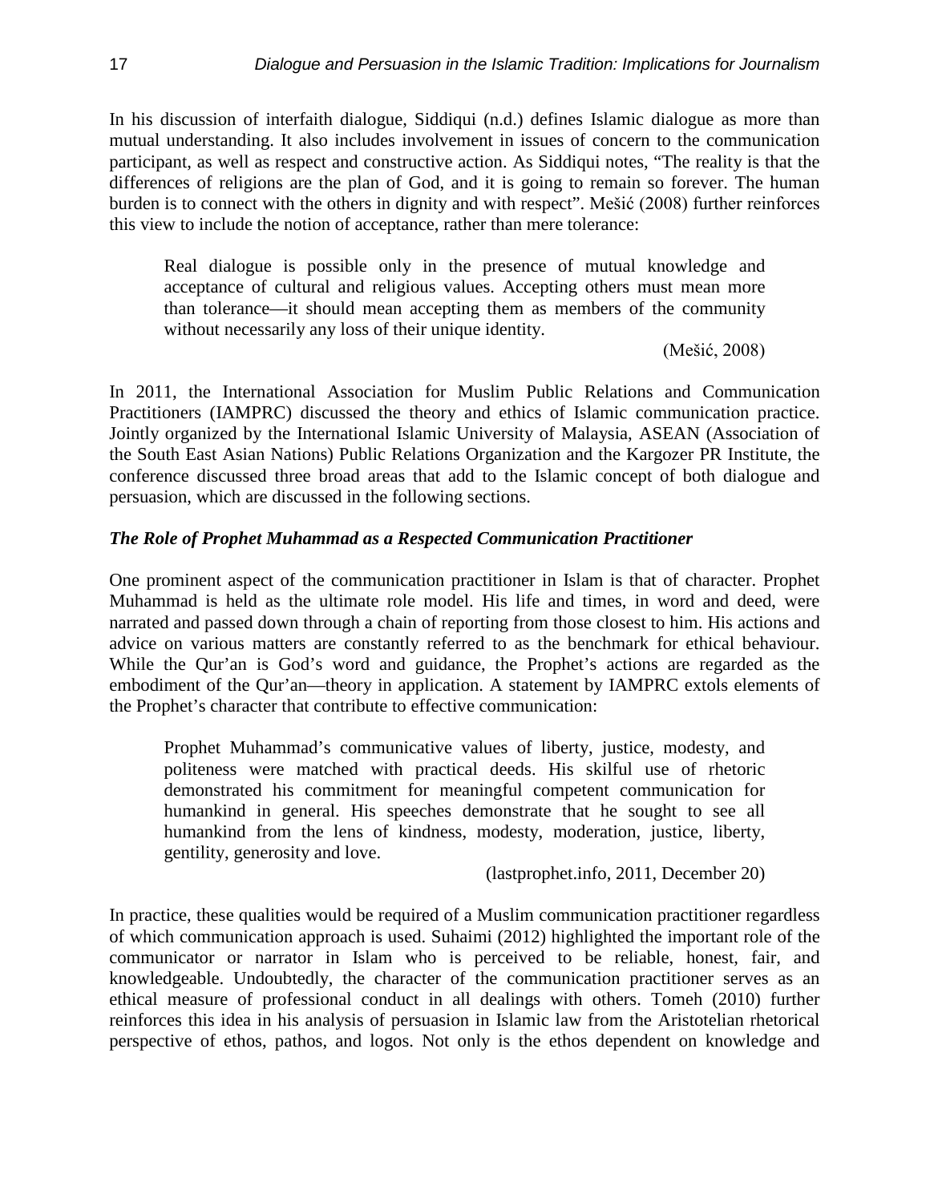In his discussion of interfaith dialogue, Siddiqui (n.d.) defines Islamic dialogue as more than mutual understanding. It also includes involvement in issues of concern to the communication participant, as well as respect and constructive action. As Siddiqui notes, "The reality is that the differences of religions are the plan of God, and it is going to remain so forever. The human burden is to connect with the others in dignity and with respect". Mešić (2008) further reinforces this view to include the notion of acceptance, rather than mere tolerance:

> Real dialogue is possible only in the presence of mutual knowledge and acceptance of cultural and religious values. Accepting others must mean more than tolerance—it should mean accepting them as members of the community without necessarily any loss of their unique identity.
>
> (Mešić, 2008)

In 2011, the International Association for Muslim Public Relations and Communication Practitioners (IAMPRC) discussed the theory and ethics of Islamic communication practice. Jointly organized by the International Islamic University of Malaysia, ASEAN (Association of the South East Asian Nations) Public Relations Organization and the Kargozer PR Institute, the conference discussed three broad areas that add to the Islamic concept of both dialogue and persuasion, which are discussed in the following sections.

### *The Role of Prophet Muhammad as a Respected Communication Practitioner*

One prominent aspect of the communication practitioner in Islam is that of character. Prophet Muhammad is held as the ultimate role model. His life and times, in word and deed, were narrated and passed down through a chain of reporting from those closest to him. His actions and advice on various matters are constantly referred to as the benchmark for ethical behaviour. While the Qur'an is God's word and guidance, the Prophet's actions are regarded as the embodiment of the Qur'an—theory in application. A statement by IAMPRC extols elements of the Prophet's character that contribute to effective communication:

> Prophet Muhammad's communicative values of liberty, justice, modesty, and politeness were matched with practical deeds. His skilful use of rhetoric demonstrated his commitment for meaningful competent communication for humankind in general. His speeches demonstrate that he sought to see all humankind from the lens of kindness, modesty, moderation, justice, liberty, gentility, generosity and love.
>
> (lastprophet.info, 2011, December 20)

In practice, these qualities would be required of a Muslim communication practitioner regardless of which communication approach is used. Suhaimi (2012) highlighted the important role of the communicator or narrator in Islam who is perceived to be reliable, honest, fair, and knowledgeable. Undoubtedly, the character of the communication practitioner serves as an ethical measure of professional conduct in all dealings with others. Tomeh (2010) further reinforces this idea in his analysis of persuasion in Islamic law from the Aristotelian rhetorical perspective of ethos, pathos, and logos. Not only is the ethos dependent on knowledge and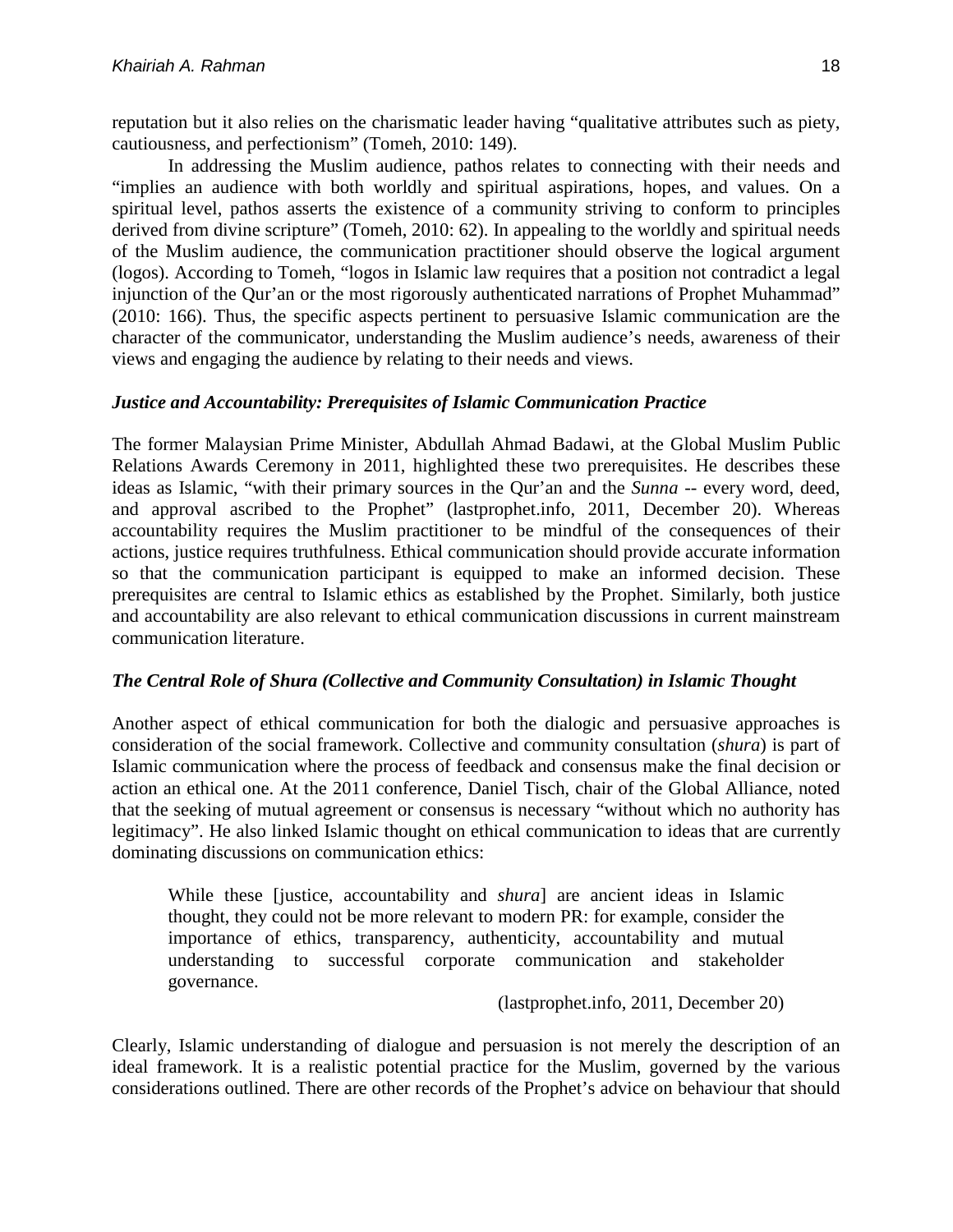reputation but it also relies on the charismatic leader having "qualitative attributes such as piety, cautiousness, and perfectionism" (Tomeh, 2010: 149).

In addressing the Muslim audience, pathos relates to connecting with their needs and "implies an audience with both worldly and spiritual aspirations, hopes, and values. On a spiritual level, pathos asserts the existence of a community striving to conform to principles derived from divine scripture" (Tomeh, 2010: 62). In appealing to the worldly and spiritual needs of the Muslim audience, the communication practitioner should observe the logical argument (logos). According to Tomeh, "logos in Islamic law requires that a position not contradict a legal injunction of the Qur'an or the most rigorously authenticated narrations of Prophet Muhammad" (2010: 166). Thus, the specific aspects pertinent to persuasive Islamic communication are the character of the communicator, understanding the Muslim audience's needs, awareness of their views and engaging the audience by relating to their needs and views.

### *Justice and Accountability: Prerequisites of Islamic Communication Practice*

The former Malaysian Prime Minister, Abdullah Ahmad Badawi, at the Global Muslim Public Relations Awards Ceremony in 2011, highlighted these two prerequisites. He describes these ideas as Islamic, "with their primary sources in the Qur'an and the *Sunna* -- every word, deed, and approval ascribed to the Prophet" (lastprophet.info, 2011, December 20). Whereas accountability requires the Muslim practitioner to be mindful of the consequences of their actions, justice requires truthfulness. Ethical communication should provide accurate information so that the communication participant is equipped to make an informed decision. These prerequisites are central to Islamic ethics as established by the Prophet. Similarly, both justice and accountability are also relevant to ethical communication discussions in current mainstream communication literature.

### *The Central Role of Shura (Collective and Community Consultation) in Islamic Thought*

Another aspect of ethical communication for both the dialogic and persuasive approaches is consideration of the social framework. Collective and community consultation (*shura*) is part of Islamic communication where the process of feedback and consensus make the final decision or action an ethical one. At the 2011 conference, Daniel Tisch, chair of the Global Alliance, noted that the seeking of mutual agreement or consensus is necessary "without which no authority has legitimacy". He also linked Islamic thought on ethical communication to ideas that are currently dominating discussions on communication ethics:

> While these [justice, accountability and *shura*] are ancient ideas in Islamic thought, they could not be more relevant to modern PR: for example, consider the importance of ethics, transparency, authenticity, accountability and mutual understanding to successful corporate communication and stakeholder governance.
>
> (lastprophet.info, 2011, December 20)

Clearly, Islamic understanding of dialogue and persuasion is not merely the description of an ideal framework. It is a realistic potential practice for the Muslim, governed by the various considerations outlined. There are other records of the Prophet's advice on behaviour that should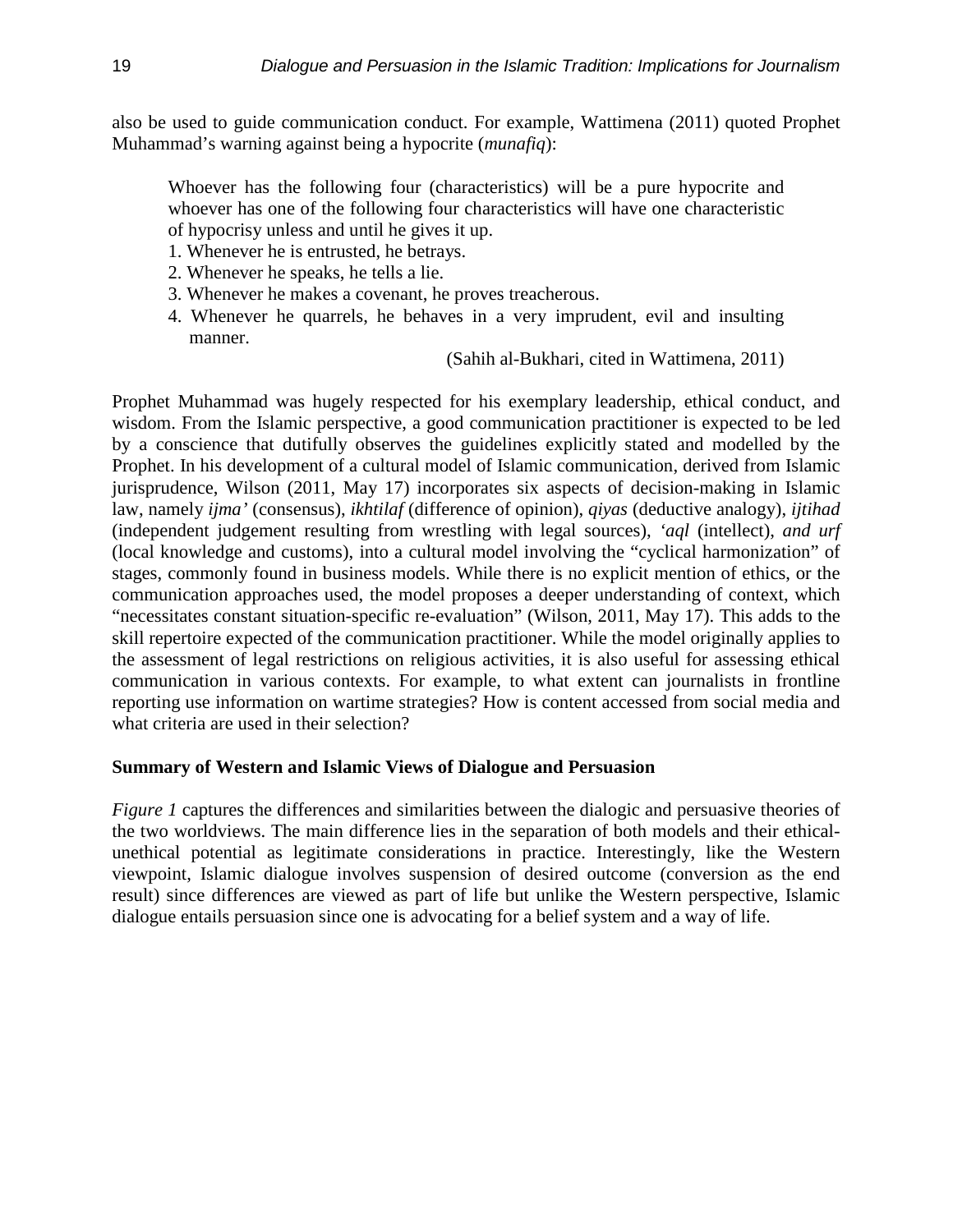also be used to guide communication conduct. For example, Wattimena (2011) quoted Prophet Muhammad's warning against being a hypocrite (*munafiq*):

> Whoever has the following four (characteristics) will be a pure hypocrite and whoever has one of the following four characteristics will have one characteristic of hypocrisy unless and until he gives it up.
>
> 1. Whenever he is entrusted, he betrays.
> 2. Whenever he speaks, he tells a lie.
> 3. Whenever he makes a covenant, he proves treacherous.
> 4. Whenever he quarrels, he behaves in a very imprudent, evil and insulting manner.
>
> (Sahih al-Bukhari, cited in Wattimena, 2011)

Prophet Muhammad was hugely respected for his exemplary leadership, ethical conduct, and wisdom. From the Islamic perspective, a good communication practitioner is expected to be led by a conscience that dutifully observes the guidelines explicitly stated and modelled by the Prophet. In his development of a cultural model of Islamic communication, derived from Islamic jurisprudence, Wilson (2011, May 17) incorporates six aspects of decision-making in Islamic law, namely *ijma'* (consensus), *ikhtilaf* (difference of opinion), *qiyas* (deductive analogy), *ijtihad* (independent judgement resulting from wrestling with legal sources), *'aql* (intellect), *and urf* (local knowledge and customs), into a cultural model involving the "cyclical harmonization" of stages, commonly found in business models. While there is no explicit mention of ethics, or the communication approaches used, the model proposes a deeper understanding of context, which "necessitates constant situation-specific re-evaluation" (Wilson, 2011, May 17). This adds to the skill repertoire expected of the communication practitioner. While the model originally applies to the assessment of legal restrictions on religious activities, it is also useful for assessing ethical communication in various contexts. For example, to what extent can journalists in frontline reporting use information on wartime strategies? How is content accessed from social media and what criteria are used in their selection?

**Summary of Western and Islamic Views of Dialogue and Persuasion**

*Figure 1* captures the differences and similarities between the dialogic and persuasive theories of the two worldviews. The main difference lies in the separation of both models and their ethical-unethical potential as legitimate considerations in practice. Interestingly, like the Western viewpoint, Islamic dialogue involves suspension of desired outcome (conversion as the end result) since differences are viewed as part of life but unlike the Western perspective, Islamic dialogue entails persuasion since one is advocating for a belief system and a way of life.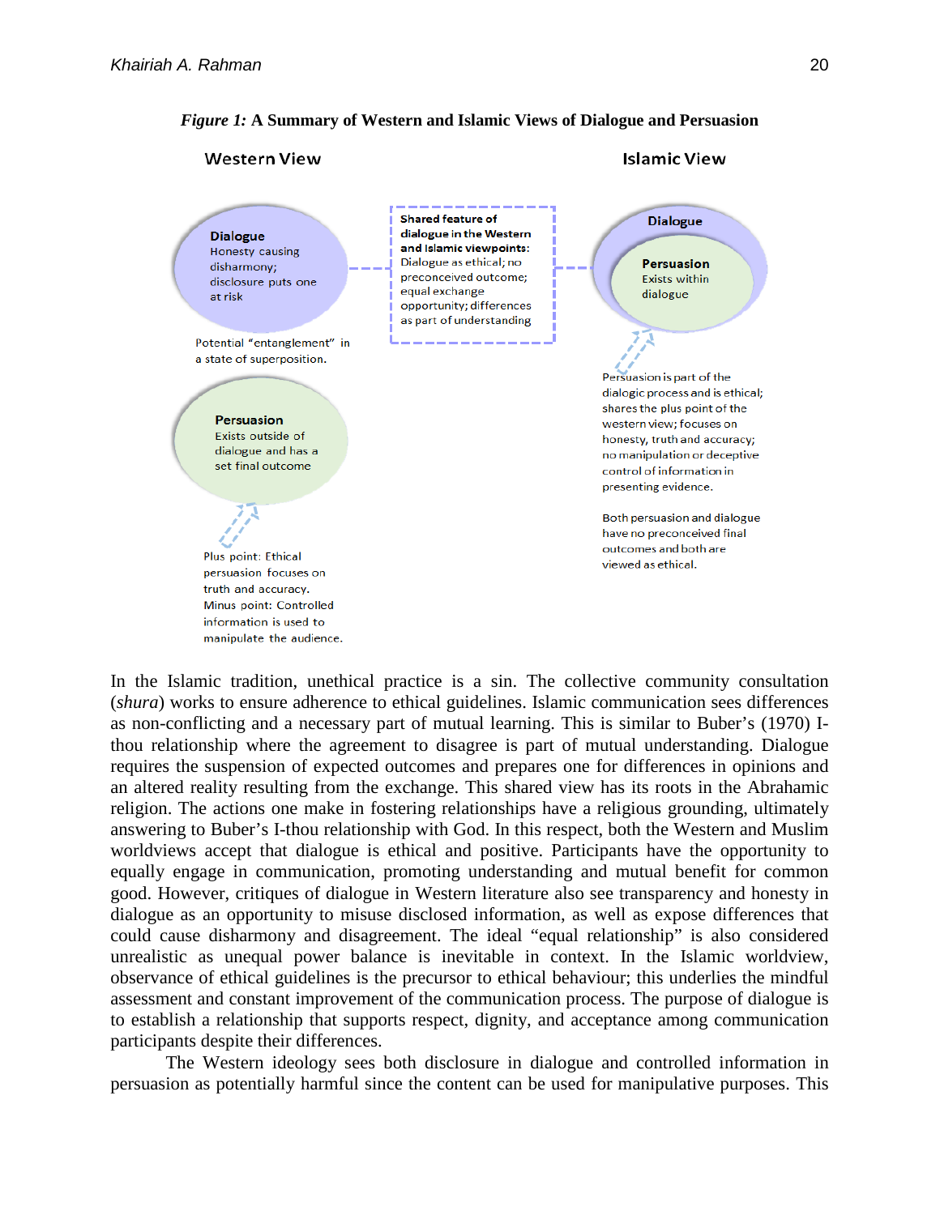*Figure 1:* **A Summary of Western and Islamic Views of Dialogue and Persuasion**

**Western View**

**Dialogue**
Honesty causing disharmony; disclosure puts one at risk

Potential "entanglement" in a state of superposition.

**Persuasion**
Exists outside of dialogue and has a set final outcome

Plus point: Ethical persuasion focuses on truth and accuracy.
Minus point: Controlled information is used to manipulate the audience.

**Shared feature of dialogue in the Western and Islamic viewpoints:**
Dialogue as ethical; no preconceived outcome; equal exchange opportunity; differences as part of understanding

**Islamic View**

**Dialogue**

**Persuasion**
Exists within dialogue

Persuasion is part of the dialogic process and is ethical; shares the plus point of the western view; focuses on honesty, truth and accuracy; no manipulation or deceptive control of information in presenting evidence.

Both persuasion and dialogue have no preconceived final outcomes and both are viewed as ethical.

In the Islamic tradition, unethical practice is a sin. The collective community consultation (*shura*) works to ensure adherence to ethical guidelines. Islamic communication sees differences as non-conflicting and a necessary part of mutual learning. This is similar to Buber's (1970) I-thou relationship where the agreement to disagree is part of mutual understanding. Dialogue requires the suspension of expected outcomes and prepares one for differences in opinions and an altered reality resulting from the exchange. This shared view has its roots in the Abrahamic religion. The actions one make in fostering relationships have a religious grounding, ultimately answering to Buber's I-thou relationship with God. In this respect, both the Western and Muslim worldviews accept that dialogue is ethical and positive. Participants have the opportunity to equally engage in communication, promoting understanding and mutual benefit for common good. However, critiques of dialogue in Western literature also see transparency and honesty in dialogue as an opportunity to misuse disclosed information, as well as expose differences that could cause disharmony and disagreement. The ideal "equal relationship" is also considered unrealistic as unequal power balance is inevitable in context. In the Islamic worldview, observance of ethical guidelines is the precursor to ethical behaviour; this underlies the mindful assessment and constant improvement of the communication process. The purpose of dialogue is to establish a relationship that supports respect, dignity, and acceptance among communication participants despite their differences.

The Western ideology sees both disclosure in dialogue and controlled information in persuasion as potentially harmful since the content can be used for manipulative purposes. This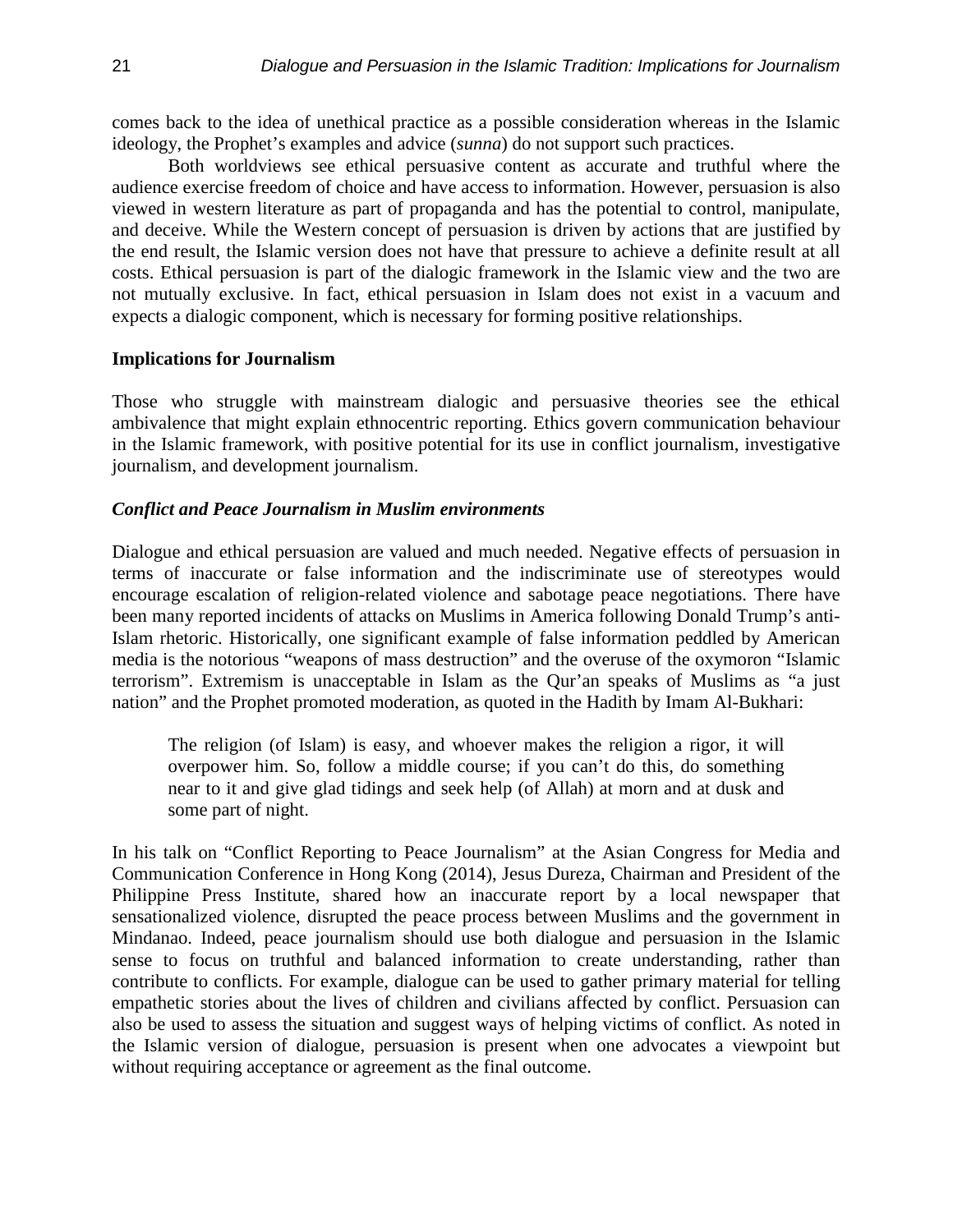comes back to the idea of unethical practice as a possible consideration whereas in the Islamic ideology, the Prophet's examples and advice (*sunna*) do not support such practices.

Both worldviews see ethical persuasive content as accurate and truthful where the audience exercise freedom of choice and have access to information. However, persuasion is also viewed in western literature as part of propaganda and has the potential to control, manipulate, and deceive. While the Western concept of persuasion is driven by actions that are justified by the end result, the Islamic version does not have that pressure to achieve a definite result at all costs. Ethical persuasion is part of the dialogic framework in the Islamic view and the two are not mutually exclusive. In fact, ethical persuasion in Islam does not exist in a vacuum and expects a dialogic component, which is necessary for forming positive relationships.

## Implications for Journalism

Those who struggle with mainstream dialogic and persuasive theories see the ethical ambivalence that might explain ethnocentric reporting. Ethics govern communication behaviour in the Islamic framework, with positive potential for its use in conflict journalism, investigative journalism, and development journalism.

### *Conflict and Peace Journalism in Muslim environments*

Dialogue and ethical persuasion are valued and much needed. Negative effects of persuasion in terms of inaccurate or false information and the indiscriminate use of stereotypes would encourage escalation of religion-related violence and sabotage peace negotiations. There have been many reported incidents of attacks on Muslims in America following Donald Trump's anti-Islam rhetoric. Historically, one significant example of false information peddled by American media is the notorious "weapons of mass destruction" and the overuse of the oxymoron "Islamic terrorism". Extremism is unacceptable in Islam as the Qur'an speaks of Muslims as "a just nation" and the Prophet promoted moderation, as quoted in the Hadith by Imam Al-Bukhari:

> The religion (of Islam) is easy, and whoever makes the religion a rigor, it will overpower him. So, follow a middle course; if you can't do this, do something near to it and give glad tidings and seek help (of Allah) at morn and at dusk and some part of night.

In his talk on "Conflict Reporting to Peace Journalism" at the Asian Congress for Media and Communication Conference in Hong Kong (2014), Jesus Dureza, Chairman and President of the Philippine Press Institute, shared how an inaccurate report by a local newspaper that sensationalized violence, disrupted the peace process between Muslims and the government in Mindanao. Indeed, peace journalism should use both dialogue and persuasion in the Islamic sense to focus on truthful and balanced information to create understanding, rather than contribute to conflicts. For example, dialogue can be used to gather primary material for telling empathetic stories about the lives of children and civilians affected by conflict. Persuasion can also be used to assess the situation and suggest ways of helping victims of conflict. As noted in the Islamic version of dialogue, persuasion is present when one advocates a viewpoint but without requiring acceptance or agreement as the final outcome.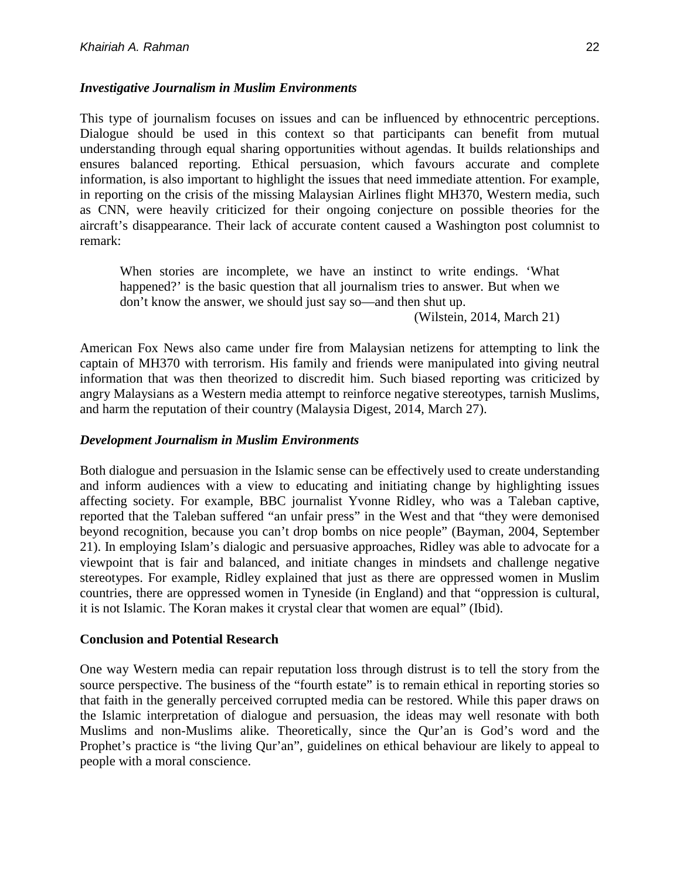### *Investigative Journalism in Muslim Environments*

This type of journalism focuses on issues and can be influenced by ethnocentric perceptions. Dialogue should be used in this context so that participants can benefit from mutual understanding through equal sharing opportunities without agendas. It builds relationships and ensures balanced reporting. Ethical persuasion, which favours accurate and complete information, is also important to highlight the issues that need immediate attention. For example, in reporting on the crisis of the missing Malaysian Airlines flight MH370, Western media, such as CNN, were heavily criticized for their ongoing conjecture on possible theories for the aircraft's disappearance. Their lack of accurate content caused a Washington post columnist to remark:

> When stories are incomplete, we have an instinct to write endings. 'What happened?' is the basic question that all journalism tries to answer. But when we don't know the answer, we should just say so—and then shut up.
>
> (Wilstein, 2014, March 21)

American Fox News also came under fire from Malaysian netizens for attempting to link the captain of MH370 with terrorism. His family and friends were manipulated into giving neutral information that was then theorized to discredit him. Such biased reporting was criticized by angry Malaysians as a Western media attempt to reinforce negative stereotypes, tarnish Muslims, and harm the reputation of their country (Malaysia Digest, 2014, March 27).

### *Development Journalism in Muslim Environments*

Both dialogue and persuasion in the Islamic sense can be effectively used to create understanding and inform audiences with a view to educating and initiating change by highlighting issues affecting society. For example, BBC journalist Yvonne Ridley, who was a Taleban captive, reported that the Taleban suffered "an unfair press" in the West and that "they were demonised beyond recognition, because you can't drop bombs on nice people" (Bayman, 2004, September 21). In employing Islam's dialogic and persuasive approaches, Ridley was able to advocate for a viewpoint that is fair and balanced, and initiate changes in mindsets and challenge negative stereotypes. For example, Ridley explained that just as there are oppressed women in Muslim countries, there are oppressed women in Tyneside (in England) and that "oppression is cultural, it is not Islamic. The Koran makes it crystal clear that women are equal" (Ibid).

## Conclusion and Potential Research

One way Western media can repair reputation loss through distrust is to tell the story from the source perspective. The business of the "fourth estate" is to remain ethical in reporting stories so that faith in the generally perceived corrupted media can be restored. While this paper draws on the Islamic interpretation of dialogue and persuasion, the ideas may well resonate with both Muslims and non-Muslims alike. Theoretically, since the Qur'an is God's word and the Prophet's practice is "the living Qur'an", guidelines on ethical behaviour are likely to appeal to people with a moral conscience.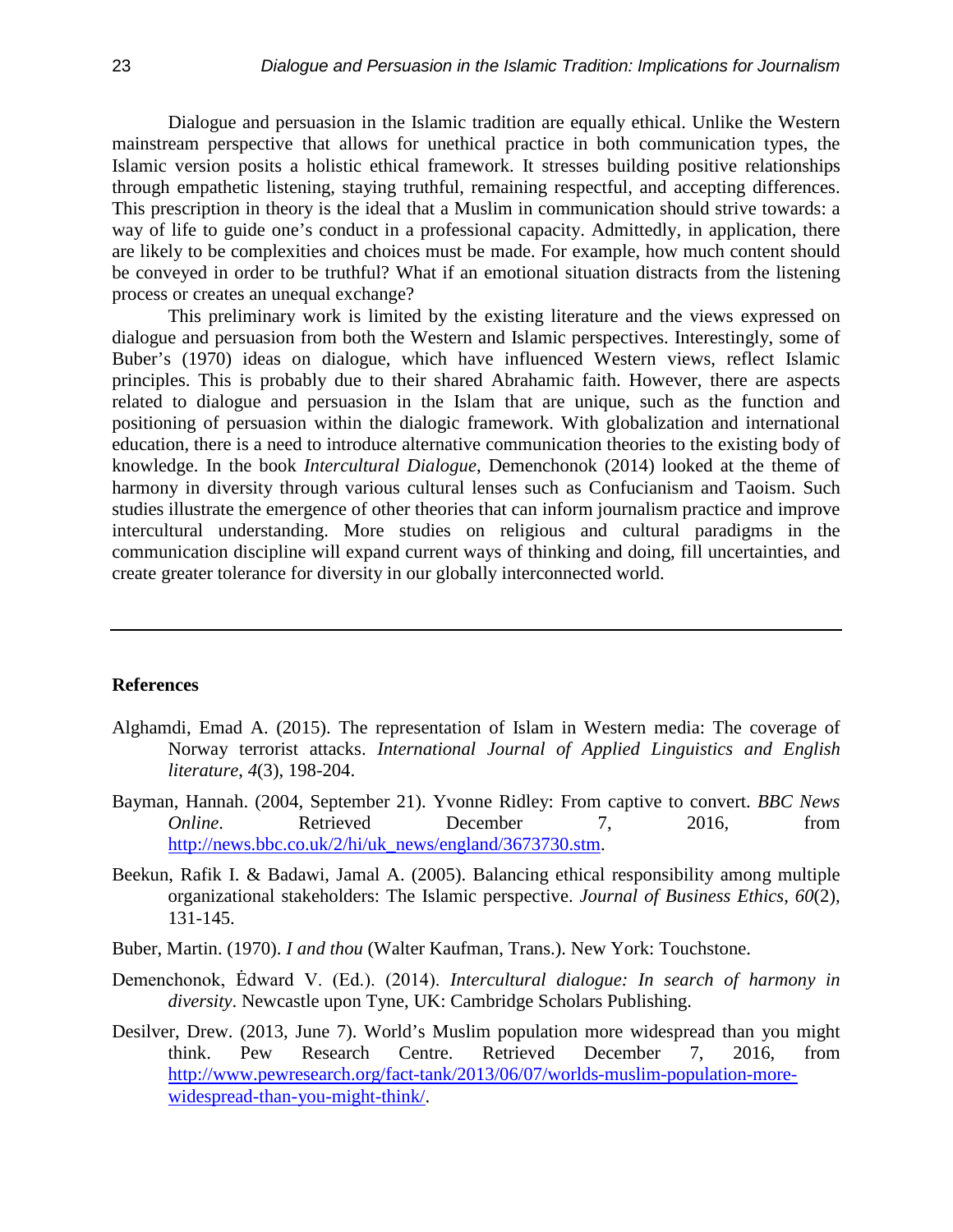Dialogue and persuasion in the Islamic tradition are equally ethical. Unlike the Western mainstream perspective that allows for unethical practice in both communication types, the Islamic version posits a holistic ethical framework. It stresses building positive relationships through empathetic listening, staying truthful, remaining respectful, and accepting differences. This prescription in theory is the ideal that a Muslim in communication should strive towards: a way of life to guide one's conduct in a professional capacity. Admittedly, in application, there are likely to be complexities and choices must be made. For example, how much content should be conveyed in order to be truthful? What if an emotional situation distracts from the listening process or creates an unequal exchange?

This preliminary work is limited by the existing literature and the views expressed on dialogue and persuasion from both the Western and Islamic perspectives. Interestingly, some of Buber's (1970) ideas on dialogue, which have influenced Western views, reflect Islamic principles. This is probably due to their shared Abrahamic faith. However, there are aspects related to dialogue and persuasion in the Islam that are unique, such as the function and positioning of persuasion within the dialogic framework. With globalization and international education, there is a need to introduce alternative communication theories to the existing body of knowledge. In the book *Intercultural Dialogue*, Demenchonok (2014) looked at the theme of harmony in diversity through various cultural lenses such as Confucianism and Taoism. Such studies illustrate the emergence of other theories that can inform journalism practice and improve intercultural understanding. More studies on religious and cultural paradigms in the communication discipline will expand current ways of thinking and doing, fill uncertainties, and create greater tolerance for diversity in our globally interconnected world.

---

**References**

Alghamdi, Emad A. (2015). The representation of Islam in Western media: The coverage of Norway terrorist attacks. *International Journal of Applied Linguistics and English literature*, *4*(3), 198-204.

Bayman, Hannah. (2004, September 21). Yvonne Ridley: From captive to convert. *BBC News Online*. Retrieved December 7, 2016, from http://news.bbc.co.uk/2/hi/uk_news/england/3673730.stm.

Beekun, Rafik I. & Badawi, Jamal A. (2005). Balancing ethical responsibility among multiple organizational stakeholders: The Islamic perspective. *Journal of Business Ethics*, *60*(2), 131-145.

Buber, Martin. (1970). *I and thou* (Walter Kaufman, Trans.). New York: Touchstone.

Demenchonok, Ėdward V. (Ed.). (2014). *Intercultural dialogue: In search of harmony in diversity*. Newcastle upon Tyne, UK: Cambridge Scholars Publishing.

Desilver, Drew. (2013, June 7). World's Muslim population more widespread than you might think. Pew Research Centre. Retrieved December 7, 2016, from http://www.pewresearch.org/fact-tank/2013/06/07/worlds-muslim-population-more-widespread-than-you-might-think/.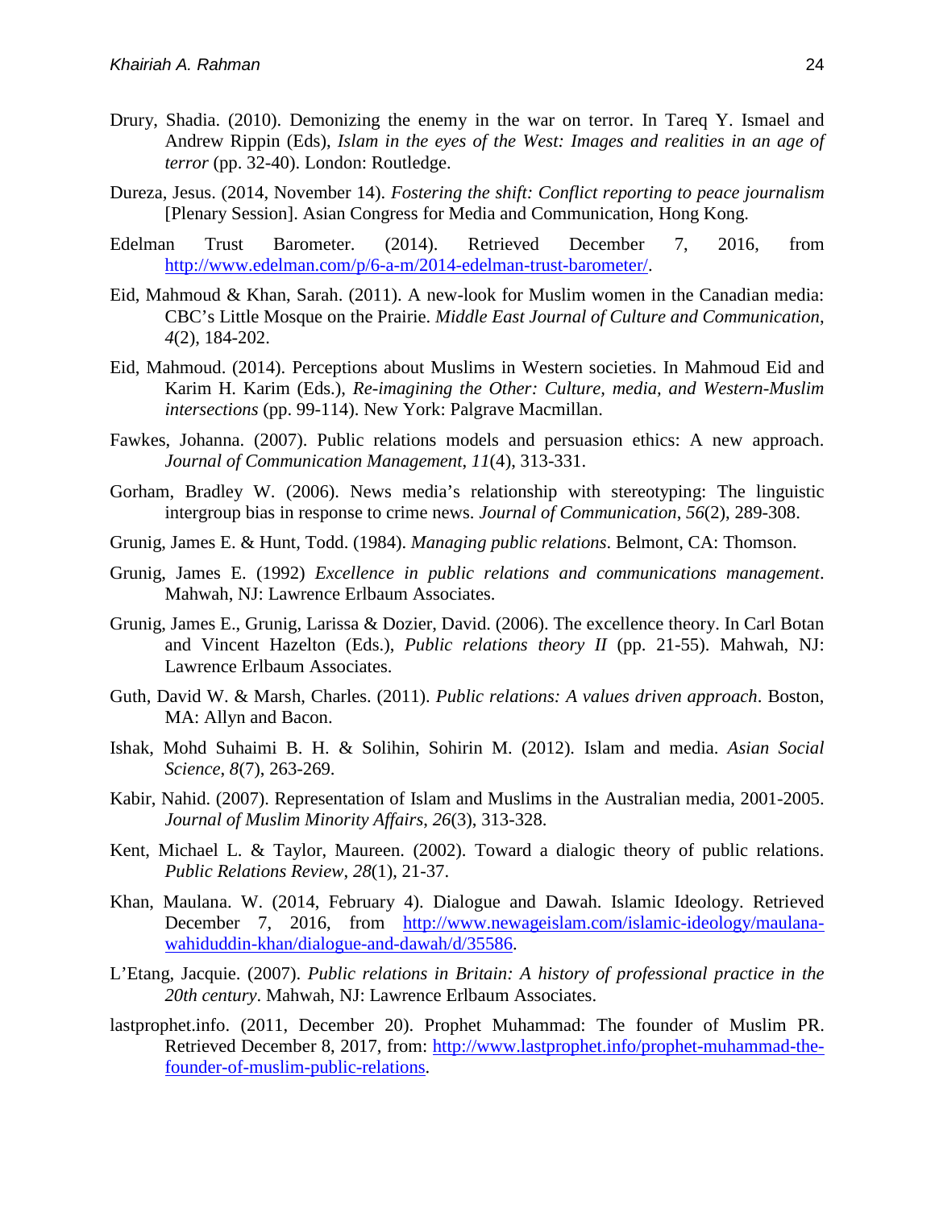Drury, Shadia. (2010). Demonizing the enemy in the war on terror. In Tareq Y. Ismael and Andrew Rippin (Eds), *Islam in the eyes of the West: Images and realities in an age of terror* (pp. 32-40). London: Routledge.

Dureza, Jesus. (2014, November 14). *Fostering the shift: Conflict reporting to peace journalism* [Plenary Session]. Asian Congress for Media and Communication, Hong Kong.

Edelman Trust Barometer. (2014). Retrieved December 7, 2016, from http://www.edelman.com/p/6-a-m/2014-edelman-trust-barometer/.

Eid, Mahmoud & Khan, Sarah. (2011). A new-look for Muslim women in the Canadian media: CBC's Little Mosque on the Prairie. *Middle East Journal of Culture and Communication*, *4*(2), 184-202.

Eid, Mahmoud. (2014). Perceptions about Muslims in Western societies. In Mahmoud Eid and Karim H. Karim (Eds.), *Re-imagining the Other: Culture, media, and Western-Muslim intersections* (pp. 99-114). New York: Palgrave Macmillan.

Fawkes, Johanna. (2007). Public relations models and persuasion ethics: A new approach. *Journal of Communication Management*, *11*(4), 313-331.

Gorham, Bradley W. (2006). News media's relationship with stereotyping: The linguistic intergroup bias in response to crime news. *Journal of Communication*, *56*(2), 289-308.

Grunig, James E. & Hunt, Todd. (1984). *Managing public relations*. Belmont, CA: Thomson.

Grunig, James E. (1992) *Excellence in public relations and communications management*. Mahwah, NJ: Lawrence Erlbaum Associates.

Grunig, James E., Grunig, Larissa & Dozier, David. (2006). The excellence theory. In Carl Botan and Vincent Hazelton (Eds.), *Public relations theory II* (pp. 21-55). Mahwah, NJ: Lawrence Erlbaum Associates.

Guth, David W. & Marsh, Charles. (2011). *Public relations: A values driven approach*. Boston, MA: Allyn and Bacon.

Ishak, Mohd Suhaimi B. H. & Solihin, Sohirin M. (2012). Islam and media. *Asian Social Science*, *8*(7), 263-269.

Kabir, Nahid. (2007). Representation of Islam and Muslims in the Australian media, 2001-2005. *Journal of Muslim Minority Affairs*, *26*(3), 313-328.

Kent, Michael L. & Taylor, Maureen. (2002). Toward a dialogic theory of public relations. *Public Relations Review*, *28*(1), 21-37.

Khan, Maulana. W. (2014, February 4). Dialogue and Dawah. Islamic Ideology. Retrieved December 7, 2016, from http://www.newageislam.com/islamic-ideology/maulana-wahiduddin-khan/dialogue-and-dawah/d/35586.

L'Etang, Jacquie. (2007). *Public relations in Britain: A history of professional practice in the 20th century*. Mahwah, NJ: Lawrence Erlbaum Associates.

lastprophet.info. (2011, December 20). Prophet Muhammad: The founder of Muslim PR. Retrieved December 8, 2017, from: http://www.lastprophet.info/prophet-muhammad-the-founder-of-muslim-public-relations.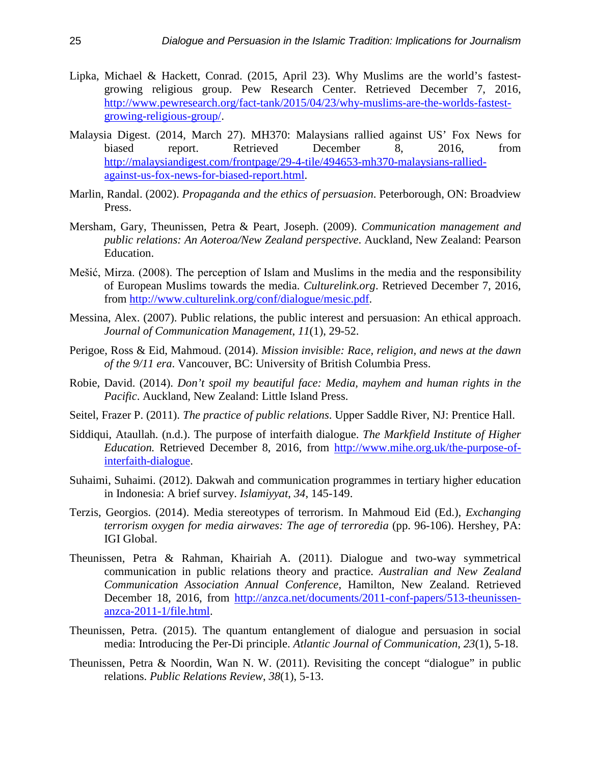Lipka, Michael & Hackett, Conrad. (2015, April 23). Why Muslims are the world's fastest-growing religious group. Pew Research Center. Retrieved December 7, 2016, http://www.pewresearch.org/fact-tank/2015/04/23/why-muslims-are-the-worlds-fastest-growing-religious-group/.

Malaysia Digest. (2014, March 27). MH370: Malaysians rallied against US' Fox News for biased report. Retrieved December 8, 2016, from http://malaysiandigest.com/frontpage/29-4-tile/494653-mh370-malaysians-rallied-against-us-fox-news-for-biased-report.html.

Marlin, Randal. (2002). *Propaganda and the ethics of persuasion*. Peterborough, ON: Broadview Press.

Mersham, Gary, Theunissen, Petra & Peart, Joseph. (2009). *Communication management and public relations: An Aoteroa/New Zealand perspective*. Auckland, New Zealand: Pearson Education.

Mešić, Mirza. (2008). The perception of Islam and Muslims in the media and the responsibility of European Muslims towards the media. *Culturelink.org*. Retrieved December 7, 2016, from http://www.culturelink.org/conf/dialogue/mesic.pdf.

Messina, Alex. (2007). Public relations, the public interest and persuasion: An ethical approach. *Journal of Communication Management*, *11*(1), 29-52.

Perigoe, Ross & Eid, Mahmoud. (2014). *Mission invisible: Race, religion, and news at the dawn of the 9/11 era*. Vancouver, BC: University of British Columbia Press.

Robie, David. (2014). *Don't spoil my beautiful face: Media, mayhem and human rights in the Pacific*. Auckland, New Zealand: Little Island Press.

Seitel, Frazer P. (2011). *The practice of public relations*. Upper Saddle River, NJ: Prentice Hall.

Siddiqui, Ataullah. (n.d.). The purpose of interfaith dialogue. *The Markfield Institute of Higher Education.* Retrieved December 8, 2016, from http://www.mihe.org.uk/the-purpose-of-interfaith-dialogue.

Suhaimi, Suhaimi. (2012). Dakwah and communication programmes in tertiary higher education in Indonesia: A brief survey. *Islamiyyat*, *34*, 145-149.

Terzis, Georgios. (2014). Media stereotypes of terrorism. In Mahmoud Eid (Ed.), *Exchanging terrorism oxygen for media airwaves: The age of terroredia* (pp. 96-106). Hershey, PA: IGI Global.

Theunissen, Petra & Rahman, Khairiah A. (2011). Dialogue and two-way symmetrical communication in public relations theory and practice. *Australian and New Zealand Communication Association Annual Conference*, Hamilton, New Zealand. Retrieved December 18, 2016, from http://anzca.net/documents/2011-conf-papers/513-theunissen-anzca-2011-1/file.html.

Theunissen, Petra. (2015). The quantum entanglement of dialogue and persuasion in social media: Introducing the Per-Di principle. *Atlantic Journal of Communication*, *23*(1), 5-18.

Theunissen, Petra & Noordin, Wan N. W. (2011). Revisiting the concept "dialogue" in public relations. *Public Relations Review*, *38*(1), 5-13.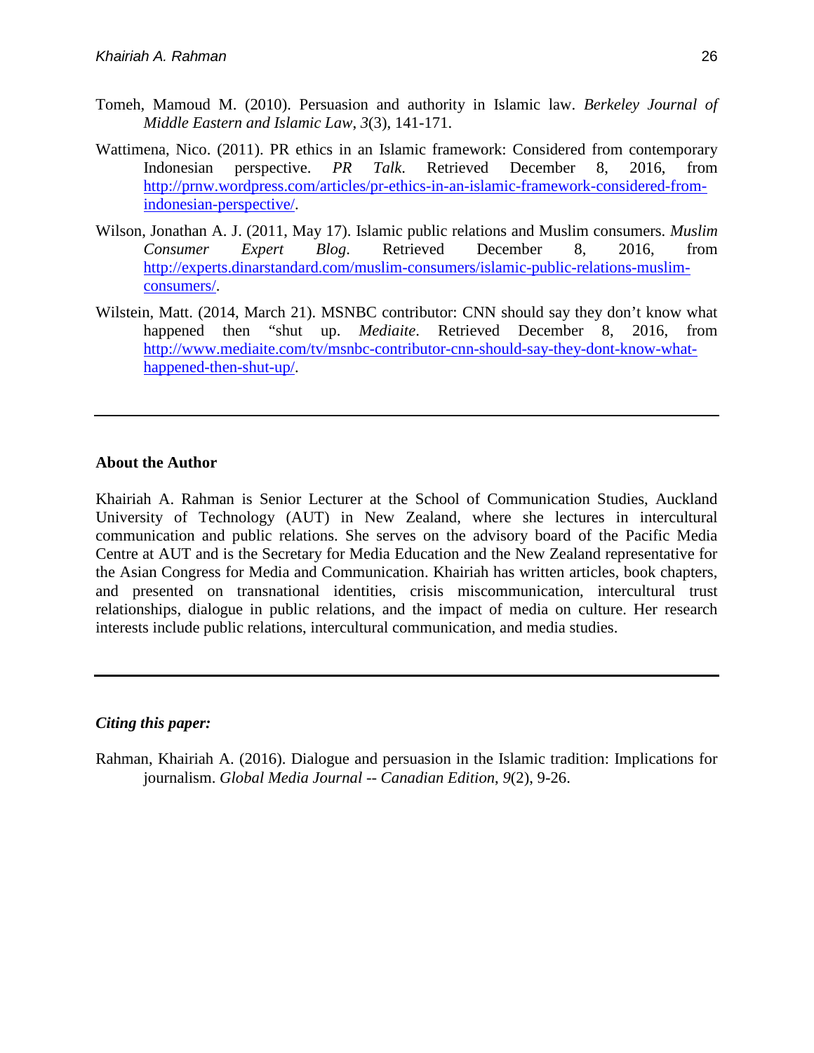Tomeh, Mamoud M. (2010). Persuasion and authority in Islamic law. *Berkeley Journal of Middle Eastern and Islamic Law*, *3*(3), 141-171.

Wattimena, Nico. (2011). PR ethics in an Islamic framework: Considered from contemporary Indonesian perspective. *PR Talk*. Retrieved December 8, 2016, from http://prnw.wordpress.com/articles/pr-ethics-in-an-islamic-framework-considered-from-indonesian-perspective/.

Wilson, Jonathan A. J. (2011, May 17). Islamic public relations and Muslim consumers. *Muslim Consumer Expert Blog*. Retrieved December 8, 2016, from http://experts.dinarstandard.com/muslim-consumers/islamic-public-relations-muslim-consumers/.

Wilstein, Matt. (2014, March 21). MSNBC contributor: CNN should say they don't know what happened then "shut up. *Mediaite*. Retrieved December 8, 2016, from http://www.mediaite.com/tv/msnbc-contributor-cnn-should-say-they-dont-know-what-happened-then-shut-up/.

---

**About the Author**

Khairiah A. Rahman is Senior Lecturer at the School of Communication Studies, Auckland University of Technology (AUT) in New Zealand, where she lectures in intercultural communication and public relations. She serves on the advisory board of the Pacific Media Centre at AUT and is the Secretary for Media Education and the New Zealand representative for the Asian Congress for Media and Communication. Khairiah has written articles, book chapters, and presented on transnational identities, crisis miscommunication, intercultural trust relationships, dialogue in public relations, and the impact of media on culture. Her research interests include public relations, intercultural communication, and media studies.

---

***Citing this paper:***

Rahman, Khairiah A. (2016). Dialogue and persuasion in the Islamic tradition: Implications for journalism. *Global Media Journal -- Canadian Edition*, *9*(2), 9-26.